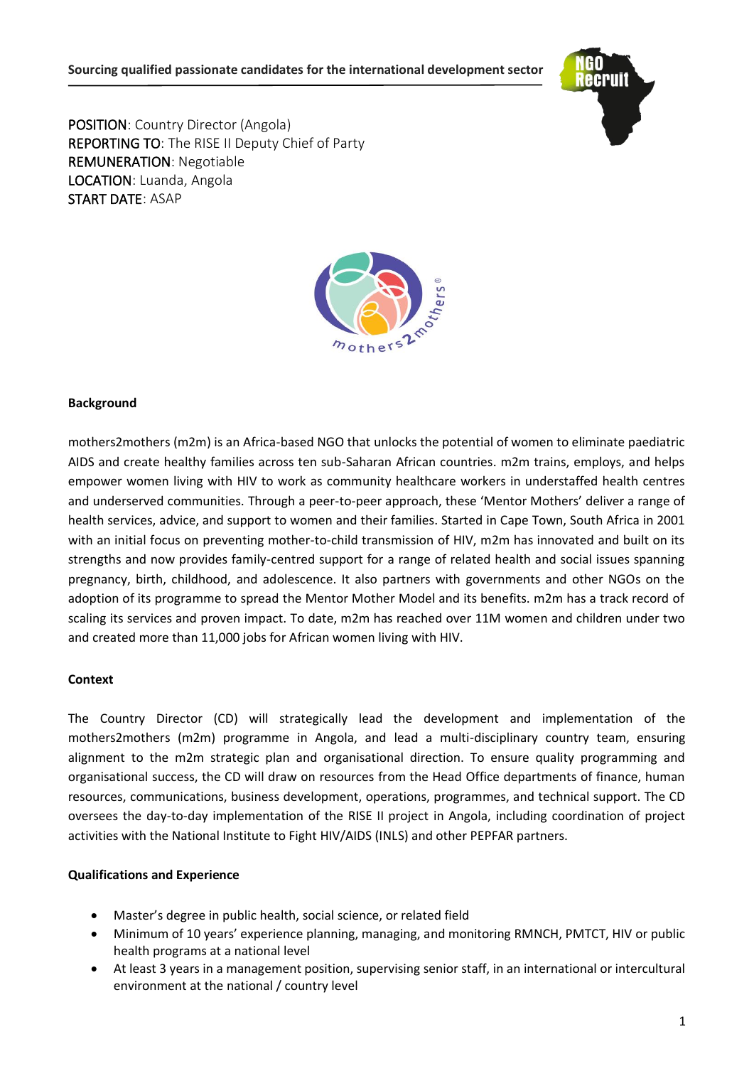**Sourcing qualified passionate candidates for the international development sector**

POSITION: Country Director (Angola)
REPORTING TO: The RISE II Deputy Chief of Party
REMUNERATION: Negotiable
LOCATION: Luanda, Angola
START DATE: ASAP

**Background**

mothers2mothers (m2m) is an Africa-based NGO that unlocks the potential of women to eliminate paediatric AIDS and create healthy families across ten sub-Saharan African countries. m2m trains, employs, and helps empower women living with HIV to work as community healthcare workers in understaffed health centres and underserved communities. Through a peer-to-peer approach, these 'Mentor Mothers' deliver a range of health services, advice, and support to women and their families. Started in Cape Town, South Africa in 2001 with an initial focus on preventing mother-to-child transmission of HIV, m2m has innovated and built on its strengths and now provides family-centred support for a range of related health and social issues spanning pregnancy, birth, childhood, and adolescence. It also partners with governments and other NGOs on the adoption of its programme to spread the Mentor Mother Model and its benefits. m2m has a track record of scaling its services and proven impact. To date, m2m has reached over 11M women and children under two and created more than 11,000 jobs for African women living with HIV.

**Context**

The Country Director (CD) will strategically lead the development and implementation of the mothers2mothers (m2m) programme in Angola, and lead a multi-disciplinary country team, ensuring alignment to the m2m strategic plan and organisational direction. To ensure quality programming and organisational success, the CD will draw on resources from the Head Office departments of finance, human resources, communications, business development, operations, programmes, and technical support. The CD oversees the day-to-day implementation of the RISE II project in Angola, including coordination of project activities with the National Institute to Fight HIV/AIDS (INLS) and other PEPFAR partners.

**Qualifications and Experience**

- Master's degree in public health, social science, or related field
- Minimum of 10 years' experience planning, managing, and monitoring RMNCH, PMTCT, HIV or public health programs at a national level
- At least 3 years in a management position, supervising senior staff, in an international or intercultural environment at the national / country level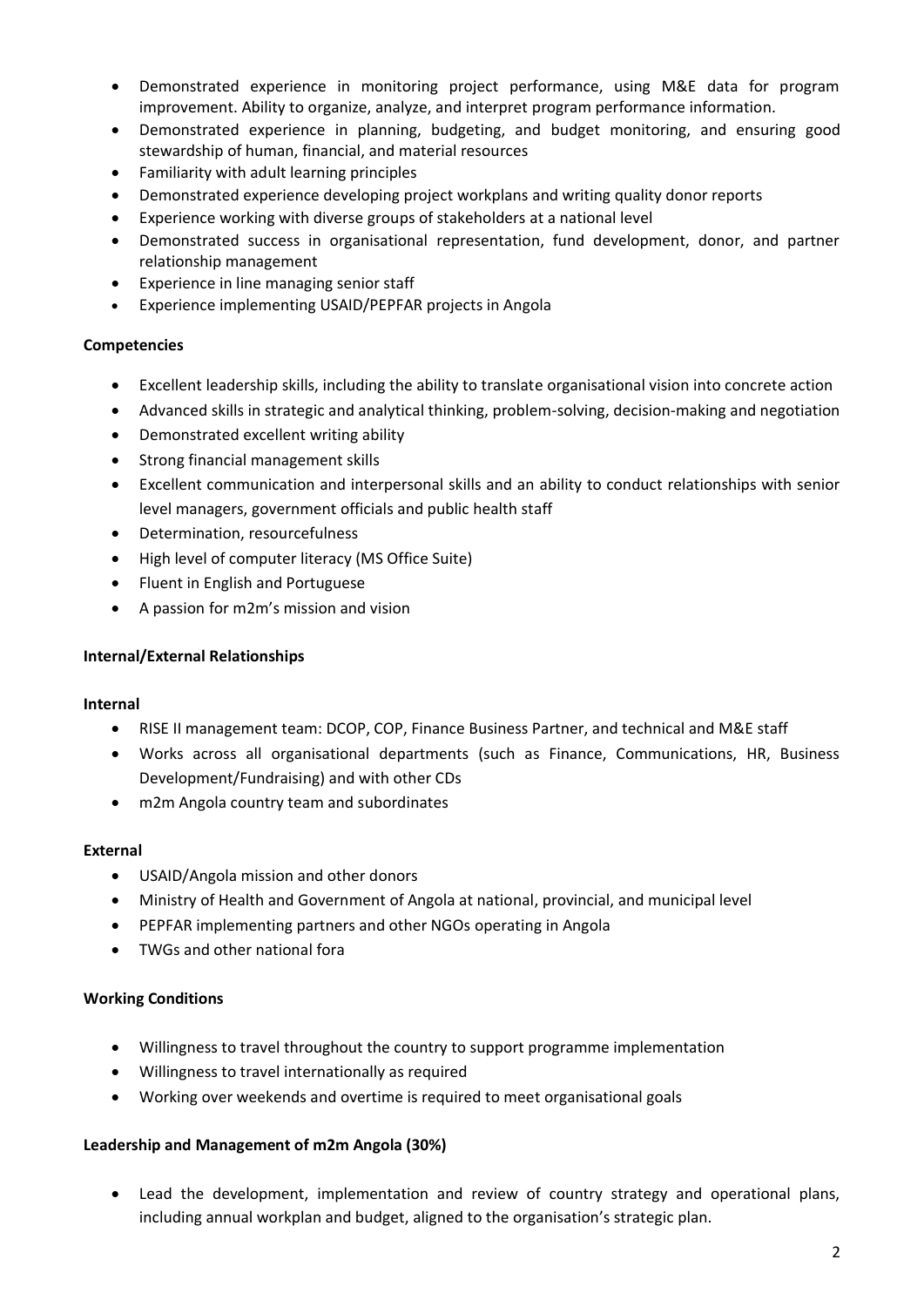- Demonstrated experience in monitoring project performance, using M&E data for program improvement. Ability to organize, analyze, and interpret program performance information.
- Demonstrated experience in planning, budgeting, and budget monitoring, and ensuring good stewardship of human, financial, and material resources
- Familiarity with adult learning principles
- Demonstrated experience developing project workplans and writing quality donor reports
- Experience working with diverse groups of stakeholders at a national level
- Demonstrated success in organisational representation, fund development, donor, and partner relationship management
- Experience in line managing senior staff
- Experience implementing USAID/PEPFAR projects in Angola

**Competencies**

- Excellent leadership skills, including the ability to translate organisational vision into concrete action
- Advanced skills in strategic and analytical thinking, problem-solving, decision-making and negotiation
- Demonstrated excellent writing ability
- Strong financial management skills
- Excellent communication and interpersonal skills and an ability to conduct relationships with senior level managers, government officials and public health staff
- Determination, resourcefulness
- High level of computer literacy (MS Office Suite)
- Fluent in English and Portuguese
- A passion for m2m's mission and vision

**Internal/External Relationships**

**Internal**

- RISE II management team: DCOP, COP, Finance Business Partner, and technical and M&E staff
- Works across all organisational departments (such as Finance, Communications, HR, Business Development/Fundraising) and with other CDs
- m2m Angola country team and subordinates

**External**

- USAID/Angola mission and other donors
- Ministry of Health and Government of Angola at national, provincial, and municipal level
- PEPFAR implementing partners and other NGOs operating in Angola
- TWGs and other national fora

**Working Conditions**

- Willingness to travel throughout the country to support programme implementation
- Willingness to travel internationally as required
- Working over weekends and overtime is required to meet organisational goals

**Leadership and Management of m2m Angola (30%)**

- Lead the development, implementation and review of country strategy and operational plans, including annual workplan and budget, aligned to the organisation's strategic plan.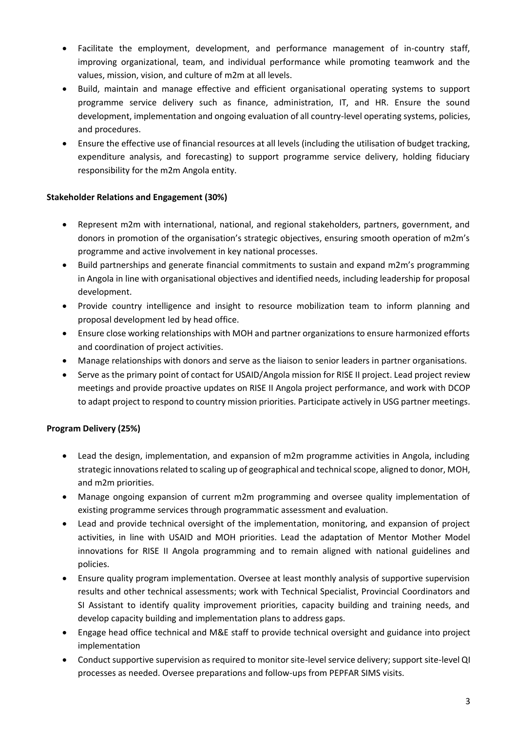- Facilitate the employment, development, and performance management of in-country staff, improving organizational, team, and individual performance while promoting teamwork and the values, mission, vision, and culture of m2m at all levels.
- Build, maintain and manage effective and efficient organisational operating systems to support programme service delivery such as finance, administration, IT, and HR. Ensure the sound development, implementation and ongoing evaluation of all country-level operating systems, policies, and procedures.
- Ensure the effective use of financial resources at all levels (including the utilisation of budget tracking, expenditure analysis, and forecasting) to support programme service delivery, holding fiduciary responsibility for the m2m Angola entity.

**Stakeholder Relations and Engagement (30%)**

- Represent m2m with international, national, and regional stakeholders, partners, government, and donors in promotion of the organisation's strategic objectives, ensuring smooth operation of m2m's programme and active involvement in key national processes.
- Build partnerships and generate financial commitments to sustain and expand m2m's programming in Angola in line with organisational objectives and identified needs, including leadership for proposal development.
- Provide country intelligence and insight to resource mobilization team to inform planning and proposal development led by head office.
- Ensure close working relationships with MOH and partner organizations to ensure harmonized efforts and coordination of project activities.
- Manage relationships with donors and serve as the liaison to senior leaders in partner organisations.
- Serve as the primary point of contact for USAID/Angola mission for RISE II project. Lead project review meetings and provide proactive updates on RISE II Angola project performance, and work with DCOP to adapt project to respond to country mission priorities. Participate actively in USG partner meetings.

**Program Delivery (25%)**

- Lead the design, implementation, and expansion of m2m programme activities in Angola, including strategic innovations related to scaling up of geographical and technical scope, aligned to donor, MOH, and m2m priorities.
- Manage ongoing expansion of current m2m programming and oversee quality implementation of existing programme services through programmatic assessment and evaluation.
- Lead and provide technical oversight of the implementation, monitoring, and expansion of project activities, in line with USAID and MOH priorities. Lead the adaptation of Mentor Mother Model innovations for RISE II Angola programming and to remain aligned with national guidelines and policies.
- Ensure quality program implementation. Oversee at least monthly analysis of supportive supervision results and other technical assessments; work with Technical Specialist, Provincial Coordinators and SI Assistant to identify quality improvement priorities, capacity building and training needs, and develop capacity building and implementation plans to address gaps.
- Engage head office technical and M&E staff to provide technical oversight and guidance into project implementation
- Conduct supportive supervision as required to monitor site-level service delivery; support site-level QI processes as needed. Oversee preparations and follow-ups from PEPFAR SIMS visits.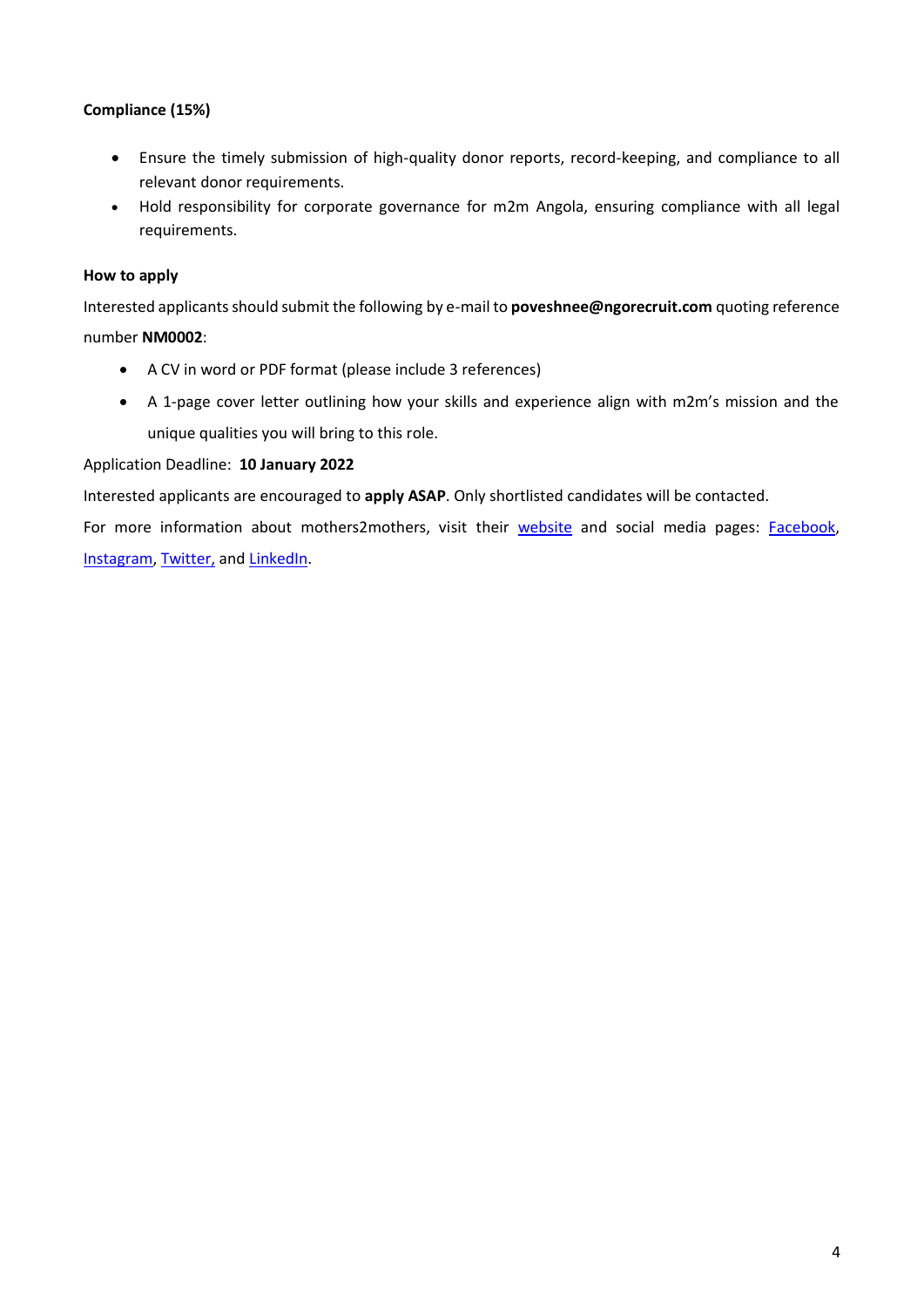**Compliance (15%)**

- Ensure the timely submission of high-quality donor reports, record-keeping, and compliance to all relevant donor requirements.
- Hold responsibility for corporate governance for m2m Angola, ensuring compliance with all legal requirements.

**How to apply**

Interested applicants should submit the following by e-mail to **poveshnee@ngorecruit.com** quoting reference number **NM0002**:

- A CV in word or PDF format (please include 3 references)
- A 1-page cover letter outlining how your skills and experience align with m2m's mission and the unique qualities you will bring to this role.

Application Deadline: **10 January 2022**

Interested applicants are encouraged to **apply ASAP**. Only shortlisted candidates will be contacted.

For more information about mothers2mothers, visit their website and social media pages: Facebook, Instagram, Twitter, and LinkedIn.